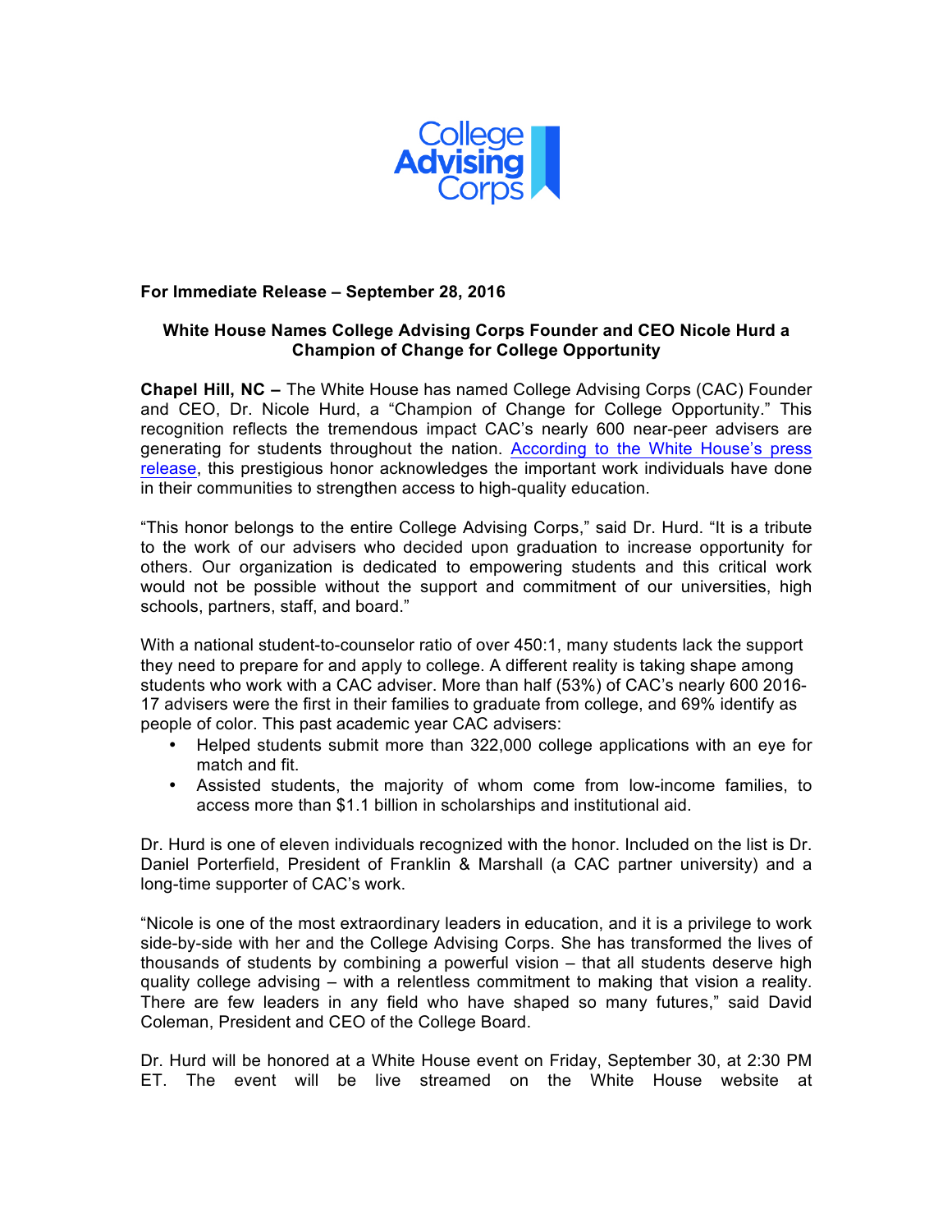College Advising Corps

**For Immediate Release – September 28, 2016**

**White House Names College Advising Corps Founder and CEO Nicole Hurd a Champion of Change for College Opportunity**

**Chapel Hill, NC –** The White House has named College Advising Corps (CAC) Founder and CEO, Dr. Nicole Hurd, a "Champion of Change for College Opportunity." This recognition reflects the tremendous impact CAC's nearly 600 near-peer advisers are generating for students throughout the nation. According to the White House's press release, this prestigious honor acknowledges the important work individuals have done in their communities to strengthen access to high-quality education.

"This honor belongs to the entire College Advising Corps," said Dr. Hurd. "It is a tribute to the work of our advisers who decided upon graduation to increase opportunity for others. Our organization is dedicated to empowering students and this critical work would not be possible without the support and commitment of our universities, high schools, partners, staff, and board."

With a national student-to-counselor ratio of over 450:1, many students lack the support they need to prepare for and apply to college. A different reality is taking shape among students who work with a CAC adviser. More than half (53%) of CAC's nearly 600 2016-17 advisers were the first in their families to graduate from college, and 69% identify as people of color. This past academic year CAC advisers:

- Helped students submit more than 322,000 college applications with an eye for match and fit.
- Assisted students, the majority of whom come from low-income families, to access more than $1.1 billion in scholarships and institutional aid.

Dr. Hurd is one of eleven individuals recognized with the honor. Included on the list is Dr. Daniel Porterfield, President of Franklin & Marshall (a CAC partner university) and a long-time supporter of CAC's work.

"Nicole is one of the most extraordinary leaders in education, and it is a privilege to work side-by-side with her and the College Advising Corps. She has transformed the lives of thousands of students by combining a powerful vision – that all students deserve high quality college advising – with a relentless commitment to making that vision a reality. There are few leaders in any field who have shaped so many futures," said David Coleman, President and CEO of the College Board.

Dr. Hurd will be honored at a White House event on Friday, September 30, at 2:30 PM ET. The event will be live streamed on the White House website at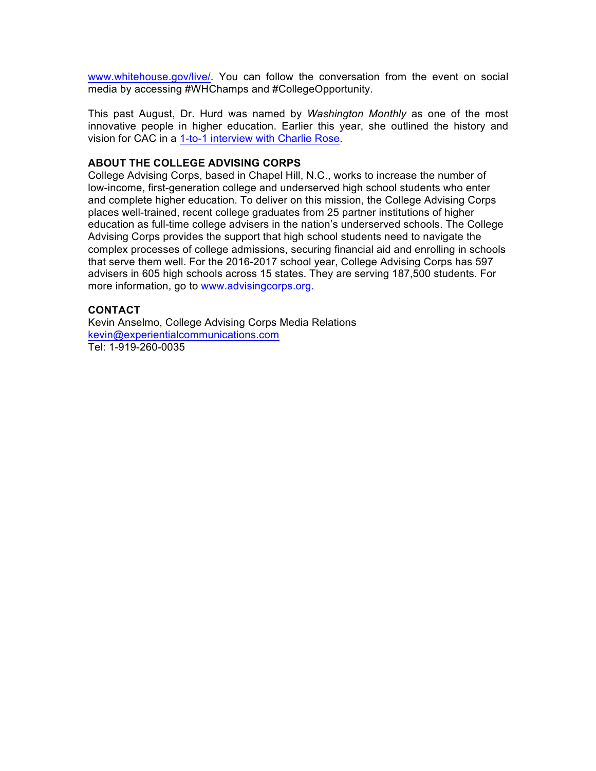www.whitehouse.gov/live/. You can follow the conversation from the event on social media by accessing #WHChamps and #CollegeOpportunity.

This past August, Dr. Hurd was named by *Washington Monthly* as one of the most innovative people in higher education. Earlier this year, she outlined the history and vision for CAC in a 1-to-1 interview with Charlie Rose.

**ABOUT THE COLLEGE ADVISING CORPS**

College Advising Corps, based in Chapel Hill, N.C., works to increase the number of low-income, first-generation college and underserved high school students who enter and complete higher education. To deliver on this mission, the College Advising Corps places well-trained, recent college graduates from 25 partner institutions of higher education as full-time college advisers in the nation's underserved schools. The College Advising Corps provides the support that high school students need to navigate the complex processes of college admissions, securing financial aid and enrolling in schools that serve them well. For the 2016-2017 school year, College Advising Corps has 597 advisers in 605 high schools across 15 states. They are serving 187,500 students. For more information, go to www.advisingcorps.org.

**CONTACT**

Kevin Anselmo, College Advising Corps Media Relations
kevin@experientialcommunications.com
Tel: 1-919-260-0035